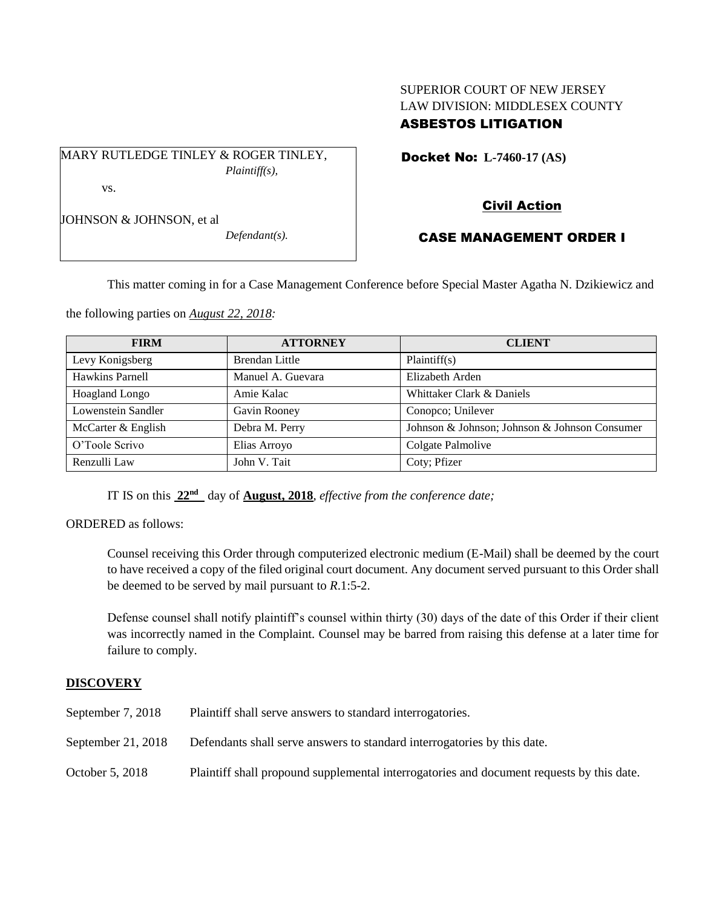SUPERIOR COURT OF NEW JERSEY
LAW DIVISION: MIDDLESEX COUNTY
**ASBESTOS LITIGATION**

MARY RUTLEDGE TINLEY & ROGER TINLEY,
*Plaintiff(s),*

vs.

JOHNSON & JOHNSON, et al
*Defendant(s).*

**Docket No: L-7460-17 (AS)**

**Civil Action**

**CASE MANAGEMENT ORDER I**

This matter coming in for a Case Management Conference before Special Master Agatha N. Dzikiewicz and the following parties on *August 22, 2018:*

| FIRM | ATTORNEY | CLIENT |
|---|---|---|
| Levy Konigsberg | Brendan Little | Plaintiff(s) |
| Hawkins Parnell | Manuel A. Guevara | Elizabeth Arden |
| Hoagland Longo | Amie Kalac | Whittaker Clark & Daniels |
| Lowenstein Sandler | Gavin Rooney | Conopco; Unilever |
| McCarter & English | Debra M. Perry | Johnson & Johnson; Johnson & Johnson Consumer |
| O'Toole Scrivo | Elias Arroyo | Colgate Palmolive |
| Renzulli Law | John V. Tait | Coty; Pfizer |

IT IS on this **22nd** day of **August, 2018**, *effective from the conference date;*

ORDERED as follows:

Counsel receiving this Order through computerized electronic medium (E-Mail) shall be deemed by the court to have received a copy of the filed original court document. Any document served pursuant to this Order shall be deemed to be served by mail pursuant to *R*.1:5-2.

Defense counsel shall notify plaintiff's counsel within thirty (30) days of the date of this Order if their client was incorrectly named in the Complaint. Counsel may be barred from raising this defense at a later time for failure to comply.

**DISCOVERY**

| | |
|---|---|
| September 7, 2018 | Plaintiff shall serve answers to standard interrogatories. |
| September 21, 2018 | Defendants shall serve answers to standard interrogatories by this date. |
| October 5, 2018 | Plaintiff shall propound supplemental interrogatories and document requests by this date. |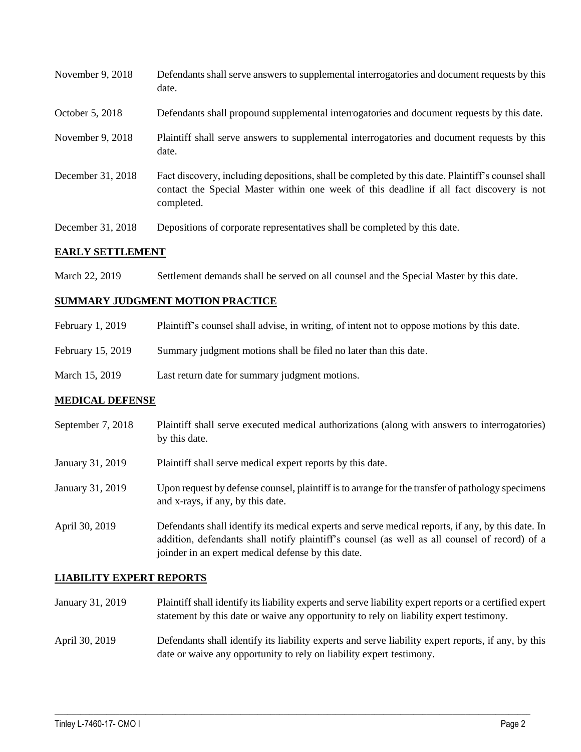| | |
|---|---|
| November 9, 2018 | Defendants shall serve answers to supplemental interrogatories and document requests by this date. |
| October 5, 2018 | Defendants shall propound supplemental interrogatories and document requests by this date. |
| November 9, 2018 | Plaintiff shall serve answers to supplemental interrogatories and document requests by this date. |
| December 31, 2018 | Fact discovery, including depositions, shall be completed by this date. Plaintiff's counsel shall contact the Special Master within one week of this deadline if all fact discovery is not completed. |
| December 31, 2018 | Depositions of corporate representatives shall be completed by this date. |

## EARLY SETTLEMENT

| | |
|---|---|
| March 22, 2019 | Settlement demands shall be served on all counsel and the Special Master by this date. |

## SUMMARY JUDGMENT MOTION PRACTICE

| | |
|---|---|
| February 1, 2019 | Plaintiff's counsel shall advise, in writing, of intent not to oppose motions by this date. |
| February 15, 2019 | Summary judgment motions shall be filed no later than this date. |
| March 15, 2019 | Last return date for summary judgment motions. |

## MEDICAL DEFENSE

| | |
|---|---|
| September 7, 2018 | Plaintiff shall serve executed medical authorizations (along with answers to interrogatories) by this date. |
| January 31, 2019 | Plaintiff shall serve medical expert reports by this date. |
| January 31, 2019 | Upon request by defense counsel, plaintiff is to arrange for the transfer of pathology specimens and x-rays, if any, by this date. |
| April 30, 2019 | Defendants shall identify its medical experts and serve medical reports, if any, by this date. In addition, defendants shall notify plaintiff's counsel (as well as all counsel of record) of a joinder in an expert medical defense by this date. |

## LIABILITY EXPERT REPORTS

| | |
|---|---|
| January 31, 2019 | Plaintiff shall identify its liability experts and serve liability expert reports or a certified expert statement by this date or waive any opportunity to rely on liability expert testimony. |
| April 30, 2019 | Defendants shall identify its liability experts and serve liability expert reports, if any, by this date or waive any opportunity to rely on liability expert testimony. |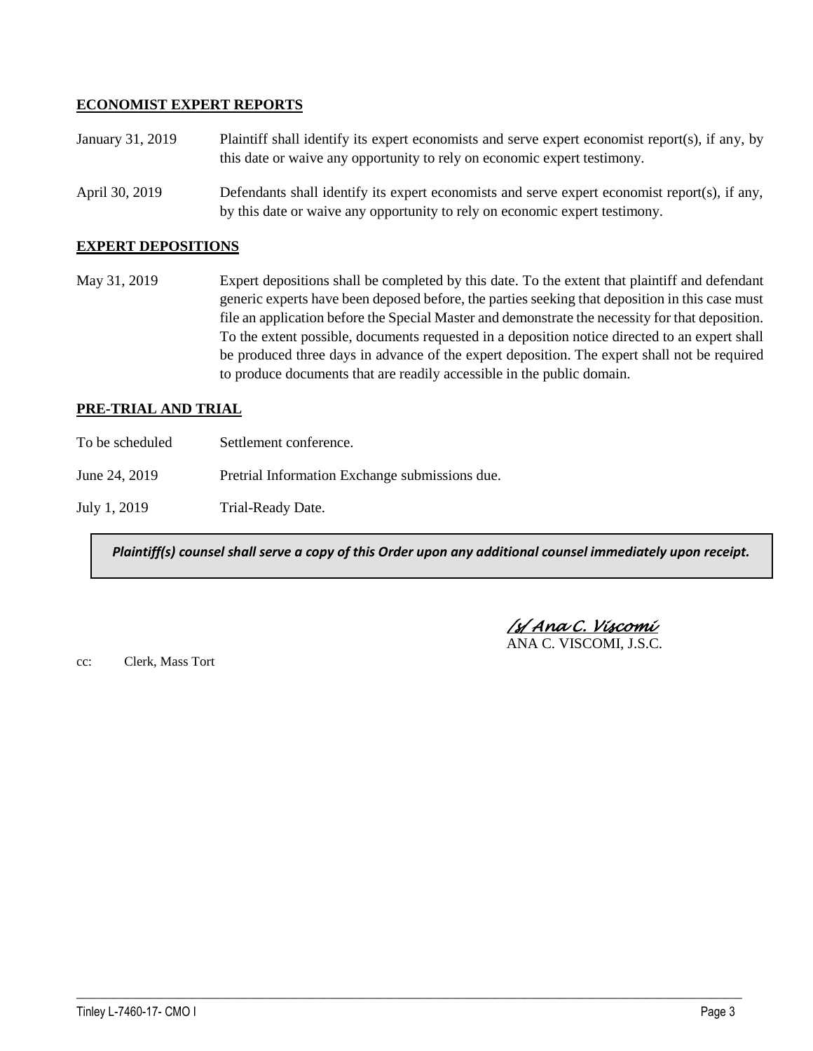## ECONOMIST EXPERT REPORTS

| | |
|---|---|
| January 31, 2019 | Plaintiff shall identify its expert economists and serve expert economist report(s), if any, by this date or waive any opportunity to rely on economic expert testimony. |
| April 30, 2019 | Defendants shall identify its expert economists and serve expert economist report(s), if any, by this date or waive any opportunity to rely on economic expert testimony. |

## EXPERT DEPOSITIONS

| | |
|---|---|
| May 31, 2019 | Expert depositions shall be completed by this date. To the extent that plaintiff and defendant generic experts have been deposed before, the parties seeking that deposition in this case must file an application before the Special Master and demonstrate the necessity for that deposition. To the extent possible, documents requested in a deposition notice directed to an expert shall be produced three days in advance of the expert deposition. The expert shall not be required to produce documents that are readily accessible in the public domain. |

## PRE-TRIAL AND TRIAL

| | |
|---|---|
| To be scheduled | Settlement conference. |
| June 24, 2019 | Pretrial Information Exchange submissions due. |
| July 1, 2019 | Trial-Ready Date. |

***Plaintiff(s) counsel shall serve a copy of this Order upon any additional counsel immediately upon receipt.***

/s/ Ana C. Viscomi

ANA C. VISCOMI, J.S.C.

cc: Clerk, Mass Tort

Tinley L-7460-17- CMO I